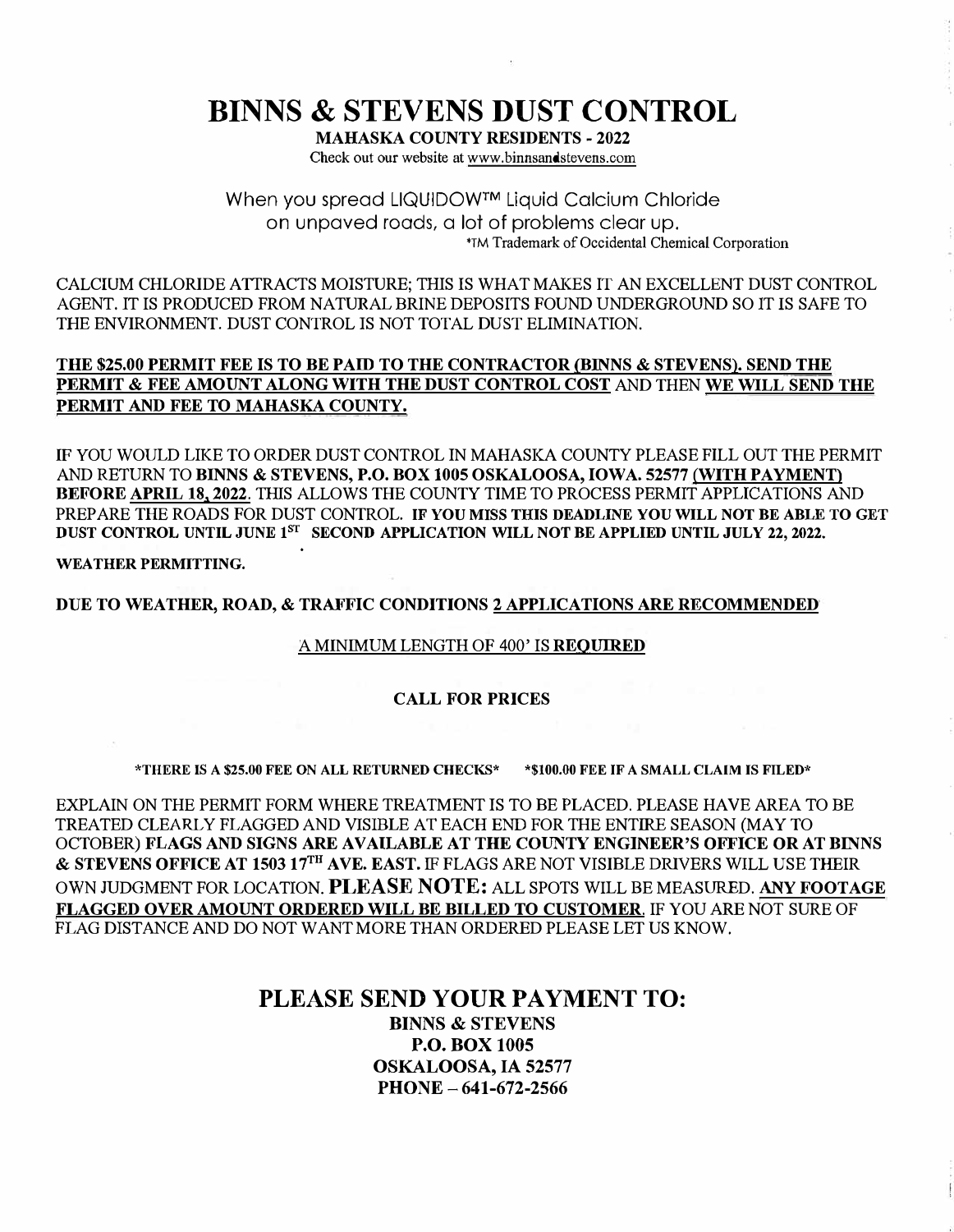# BINNS & STEVENS DUST CONTROL

**MAHASKA COUNTY RESIDENTS - 2022**

Check out our website at www.binnsandstevens.com

When you spread LIQUIDOW™ Liquid Calcium Chloride on unpaved roads, a lot of problems clear up.

*TM Trademark of Occidental Chemical Corporation

CALCIUM CHLORIDE ATTRACTS MOISTURE; THIS IS WHAT MAKES IT AN EXCELLENT DUST CONTROL AGENT. IT IS PRODUCED FROM NATURAL BRINE DEPOSITS FOUND UNDERGROUND SO IT IS SAFE TO THE ENVIRONMENT. DUST CONTROL IS NOT TOTAL DUST ELIMINATION.

**THE $25.00 PERMIT FEE IS TO BE PAID TO THE CONTRACTOR (BINNS & STEVENS). SEND THE PERMIT & FEE AMOUNT ALONG WITH THE DUST CONTROL COST** AND THEN **WE WILL SEND THE PERMIT AND FEE TO MAHASKA COUNTY.**

IF YOU WOULD LIKE TO ORDER DUST CONTROL IN MAHASKA COUNTY PLEASE FILL OUT THE PERMIT AND RETURN TO **BINNS & STEVENS, P.O. BOX 1005 OSKALOOSA, IOWA. 52577 (WITH PAYMENT) BEFORE APRIL 18, 2022**. THIS ALLOWS THE COUNTY TIME TO PROCESS PERMIT APPLICATIONS AND PREPARE THE ROADS FOR DUST CONTROL. **IF YOU MISS THIS DEADLINE YOU WILL NOT BE ABLE TO GET DUST CONTROL UNTIL JUNE 1ST SECOND APPLICATION WILL NOT BE APPLIED UNTIL JULY 22, 2022.**

**WEATHER PERMITTING.**

**DUE TO WEATHER, ROAD, & TRAFFIC CONDITIONS 2 APPLICATIONS ARE RECOMMENDED**

A MINIMUM LENGTH OF 400' IS **REQUIRED**

**CALL FOR PRICES**

**\*THERE IS A $25.00 FEE ON ALL RETURNED CHECKS\*   \*$100.00 FEE IF A SMALL CLAIM IS FILED\***

EXPLAIN ON THE PERMIT FORM WHERE TREATMENT IS TO BE PLACED. PLEASE HAVE AREA TO BE TREATED CLEARLY FLAGGED AND VISIBLE AT EACH END FOR THE ENTIRE SEASON (MAY TO OCTOBER) **FLAGS AND SIGNS ARE AVAILABLE AT THE COUNTY ENGINEER'S OFFICE OR AT BINNS & STEVENS OFFICE AT 1503 17TH AVE. EAST.** IF FLAGS ARE NOT VISIBLE DRIVERS WILL USE THEIR OWN JUDGMENT FOR LOCATION. **PLEASE NOTE:** ALL SPOTS WILL BE MEASURED. **ANY FOOTAGE FLAGGED OVER AMOUNT ORDERED WILL BE BILLED TO CUSTOMER.** IF YOU ARE NOT SURE OF FLAG DISTANCE AND DO NOT WANT MORE THAN ORDERED PLEASE LET US KNOW.

## PLEASE SEND YOUR PAYMENT TO:

**BINNS & STEVENS**
**P.O. BOX 1005**
**OSKALOOSA, IA 52577**
**PHONE – 641-672-2566**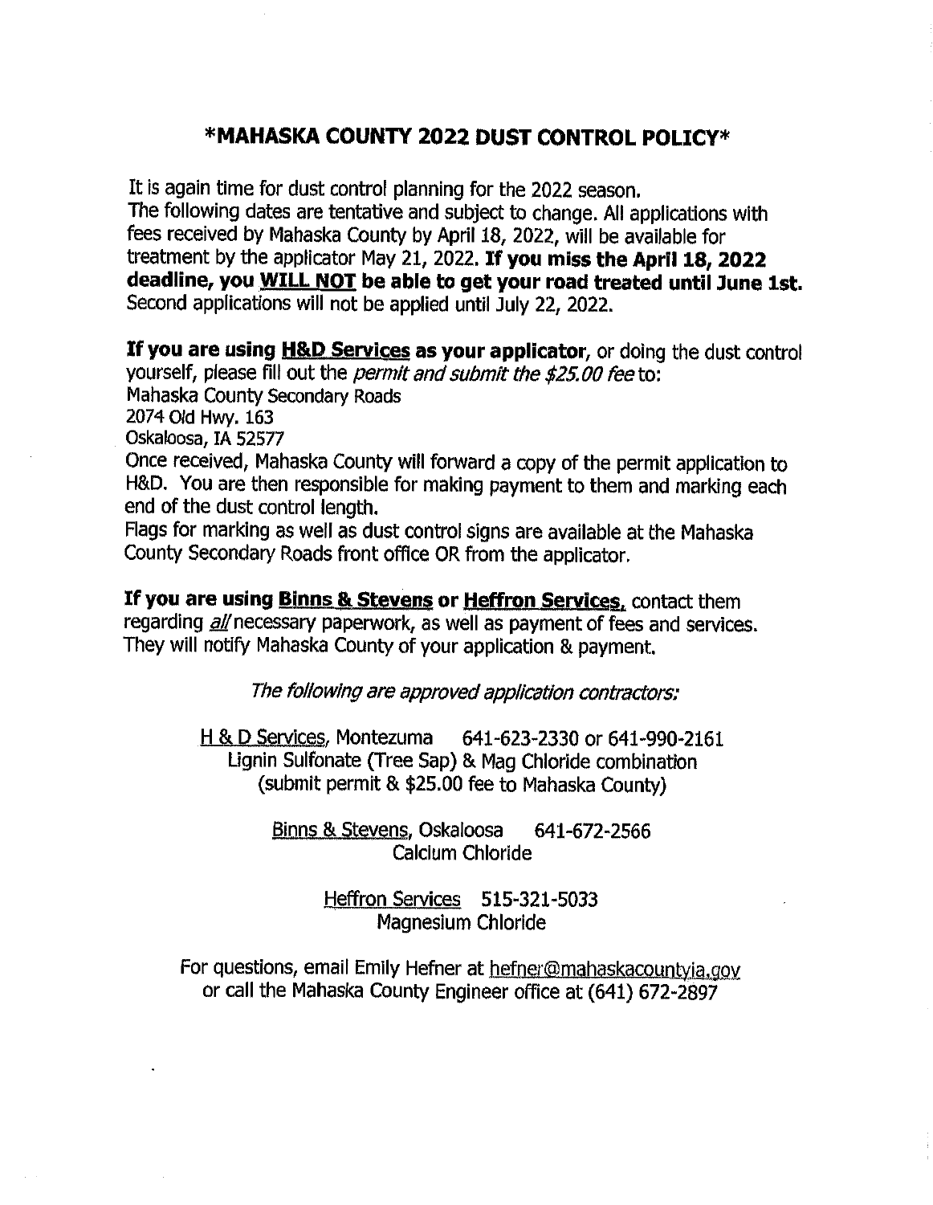# *MAHASKA COUNTY 2022 DUST CONTROL POLICY*

It is again time for dust control planning for the 2022 season.
The following dates are tentative and subject to change. All applications with fees received by Mahaska County by April 18, 2022, will be available for treatment by the applicator May 21, 2022. **If you miss the April 18, 2022 deadline, you <u>WILL NOT</u> be able to get your road treated until June 1st.** Second applications will not be applied until July 22, 2022.

**If you are using <u>H&D Services</u> as your applicator**, or doing the dust control yourself, please fill out the *permit and submit the $25.00 fee* to:
Mahaska County Secondary Roads
2074 Old Hwy. 163
Oskaloosa, IA 52577
Once received, Mahaska County will forward a copy of the permit application to H&D. You are then responsible for making payment to them and marking each end of the dust control length.
Flags for marking as well as dust control signs are available at the Mahaska County Secondary Roads front office OR from the applicator.

**If you are using <u>Binns & Stevens</u> or <u>Heffron Services</u>,** contact them regarding *<u>all</u>* necessary paperwork, as well as payment of fees and services. They will notify Mahaska County of your application & payment.

*The following are approved application contractors:*

<u>H & D Services</u>, Montezuma 641-623-2330 or 641-990-2161
Lignin Sulfonate (Tree Sap) & Mag Chloride combination
(submit permit & $25.00 fee to Mahaska County)

<u>Binns & Stevens</u>, Oskaloosa 641-672-2566
Calcium Chloride

<u>Heffron Services</u> 515-321-5033
Magnesium Chloride

For questions, email Emily Hefner at hefner@mahaskacountyia.gov or call the Mahaska County Engineer office at (641) 672-2897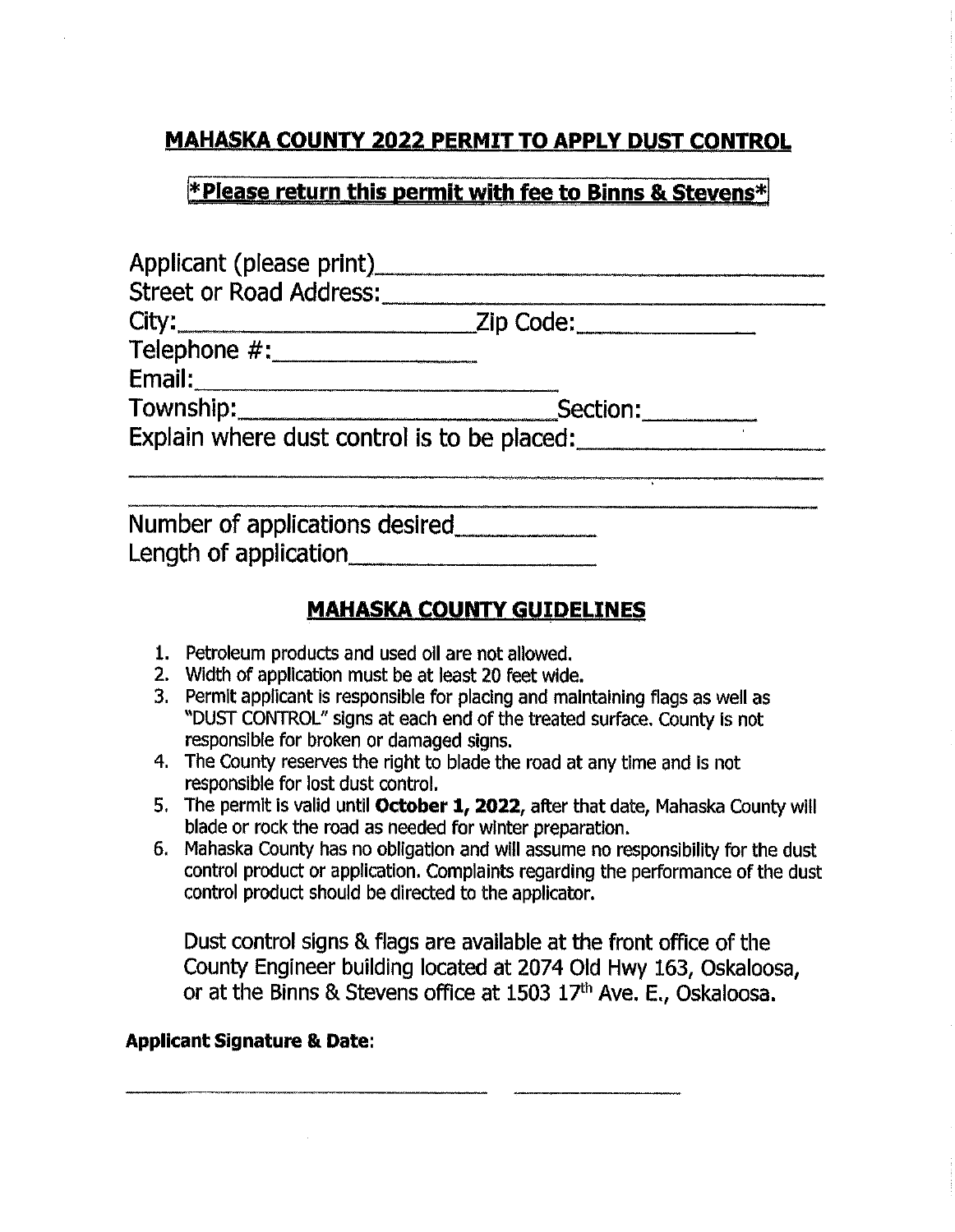## MAHASKA COUNTY 2022 PERMIT TO APPLY DUST CONTROL

**\*Please return this permit with fee to Binns & Stevens\***

Applicant (please print)\_\_\_\_\_\_\_\_\_\_\_\_\_\_\_\_\_\_\_\_\_\_\_\_\_\_\_\_\_\_\_\_

Street or Road Address:\_\_\_\_\_\_\_\_\_\_\_\_\_\_\_\_\_\_\_\_\_\_\_\_\_\_\_\_\_\_\_\_

City:\_\_\_\_\_\_\_\_\_\_\_\_\_\_\_\_\_\_\_\_\_\_\_\_Zip Code:\_\_\_\_\_\_\_\_\_\_\_\_\_\_

Telephone #:\_\_\_\_\_\_\_\_\_\_\_\_\_\_\_\_

Email:\_\_\_\_\_\_\_\_\_\_\_\_\_\_\_\_\_\_\_\_\_\_\_\_\_\_\_\_\_\_

Township:\_\_\_\_\_\_\_\_\_\_\_\_\_\_\_\_\_\_\_\_\_\_\_\_Section:\_\_\_\_\_\_\_\_\_

Explain where dust control is to be placed:\_\_\_\_\_\_\_\_\_\_\_\_\_\_\_\_\_\_\_\_

\_\_\_\_\_\_\_\_\_\_\_\_\_\_\_\_\_\_\_\_\_\_\_\_\_\_\_\_\_\_\_\_\_\_\_\_\_\_\_\_\_\_\_\_\_\_\_\_\_\_\_\_\_\_\_\_

\_\_\_\_\_\_\_\_\_\_\_\_\_\_\_\_\_\_\_\_\_\_\_\_\_\_\_\_\_\_\_\_\_\_\_\_\_\_\_\_\_\_\_\_\_\_\_\_\_\_\_\_\_\_\_\_

Number of applications desired\_\_\_\_\_\_\_\_\_\_\_

Length of application\_\_\_\_\_\_\_\_\_\_\_\_\_\_\_\_\_\_\_\_

## MAHASKA COUNTY GUIDELINES

1. Petroleum products and used oil are not allowed.
2. Width of application must be at least 20 feet wide.
3. Permit applicant is responsible for placing and maintaining flags as well as "DUST CONTROL" signs at each end of the treated surface. County is not responsible for broken or damaged signs.
4. The County reserves the right to blade the road at any time and is not responsible for lost dust control.
5. The permit is valid until **October 1, 2022**, after that date, Mahaska County will blade or rock the road as needed for winter preparation.
6. Mahaska County has no obligation and will assume no responsibility for the dust control product or application. Complaints regarding the performance of the dust control product should be directed to the applicator.

Dust control signs & flags are available at the front office of the County Engineer building located at 2074 Old Hwy 163, Oskaloosa, or at the Binns & Stevens office at 1503 17th Ave. E., Oskaloosa.

**Applicant Signature & Date:**

\_\_\_\_\_\_\_\_\_\_\_\_\_\_\_\_\_\_\_\_\_\_\_\_\_\_\_\_\_\_\_\_\_\_\_ \_\_\_\_\_\_\_\_\_\_\_\_\_\_\_\_\_\_